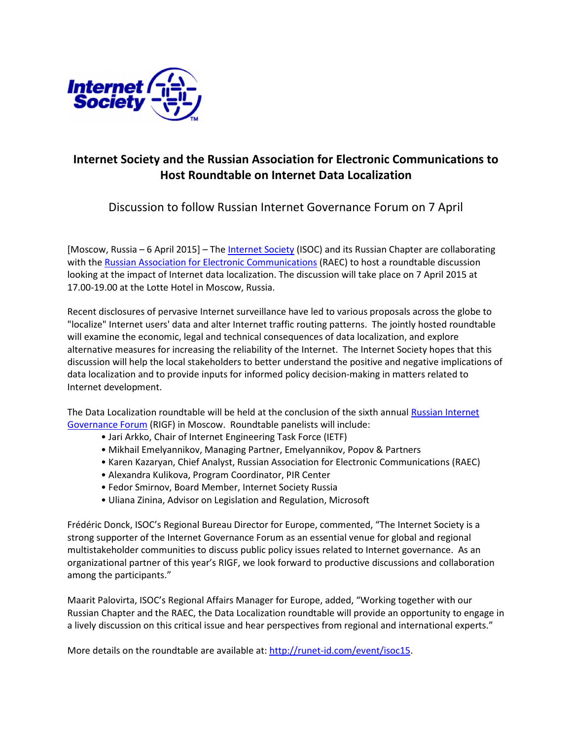# Internet Society and the Russian Association for Electronic Communications to Host Roundtable on Internet Data Localization

## Discussion to follow Russian Internet Governance Forum on 7 April

[Moscow, Russia – 6 April 2015] – The Internet Society (ISOC) and its Russian Chapter are collaborating with the Russian Association for Electronic Communications (RAEC) to host a roundtable discussion looking at the impact of Internet data localization. The discussion will take place on 7 April 2015 at 17.00-19.00 at the Lotte Hotel in Moscow, Russia.

Recent disclosures of pervasive Internet surveillance have led to various proposals across the globe to "localize" Internet users' data and alter Internet traffic routing patterns. The jointly hosted roundtable will examine the economic, legal and technical consequences of data localization, and explore alternative measures for increasing the reliability of the Internet. The Internet Society hopes that this discussion will help the local stakeholders to better understand the positive and negative implications of data localization and to provide inputs for informed policy decision-making in matters related to Internet development.

The Data Localization roundtable will be held at the conclusion of the sixth annual Russian Internet Governance Forum (RIGF) in Moscow. Roundtable panelists will include:

- Jari Arkko, Chair of Internet Engineering Task Force (IETF)
- Mikhail Emelyannikov, Managing Partner, Emelyannikov, Popov & Partners
- Karen Kazaryan, Chief Analyst, Russian Association for Electronic Communications (RAEC)
- Alexandra Kulikova, Program Coordinator, PIR Center
- Fedor Smirnov, Board Member, Internet Society Russia
- Uliana Zinina, Advisor on Legislation and Regulation, Microsoft

Frédéric Donck, ISOC's Regional Bureau Director for Europe, commented, "The Internet Society is a strong supporter of the Internet Governance Forum as an essential venue for global and regional multistakeholder communities to discuss public policy issues related to Internet governance. As an organizational partner of this year's RIGF, we look forward to productive discussions and collaboration among the participants."

Maarit Palovirta, ISOC's Regional Affairs Manager for Europe, added, "Working together with our Russian Chapter and the RAEC, the Data Localization roundtable will provide an opportunity to engage in a lively discussion on this critical issue and hear perspectives from regional and international experts."

More details on the roundtable are available at: http://runet-id.com/event/isoc15.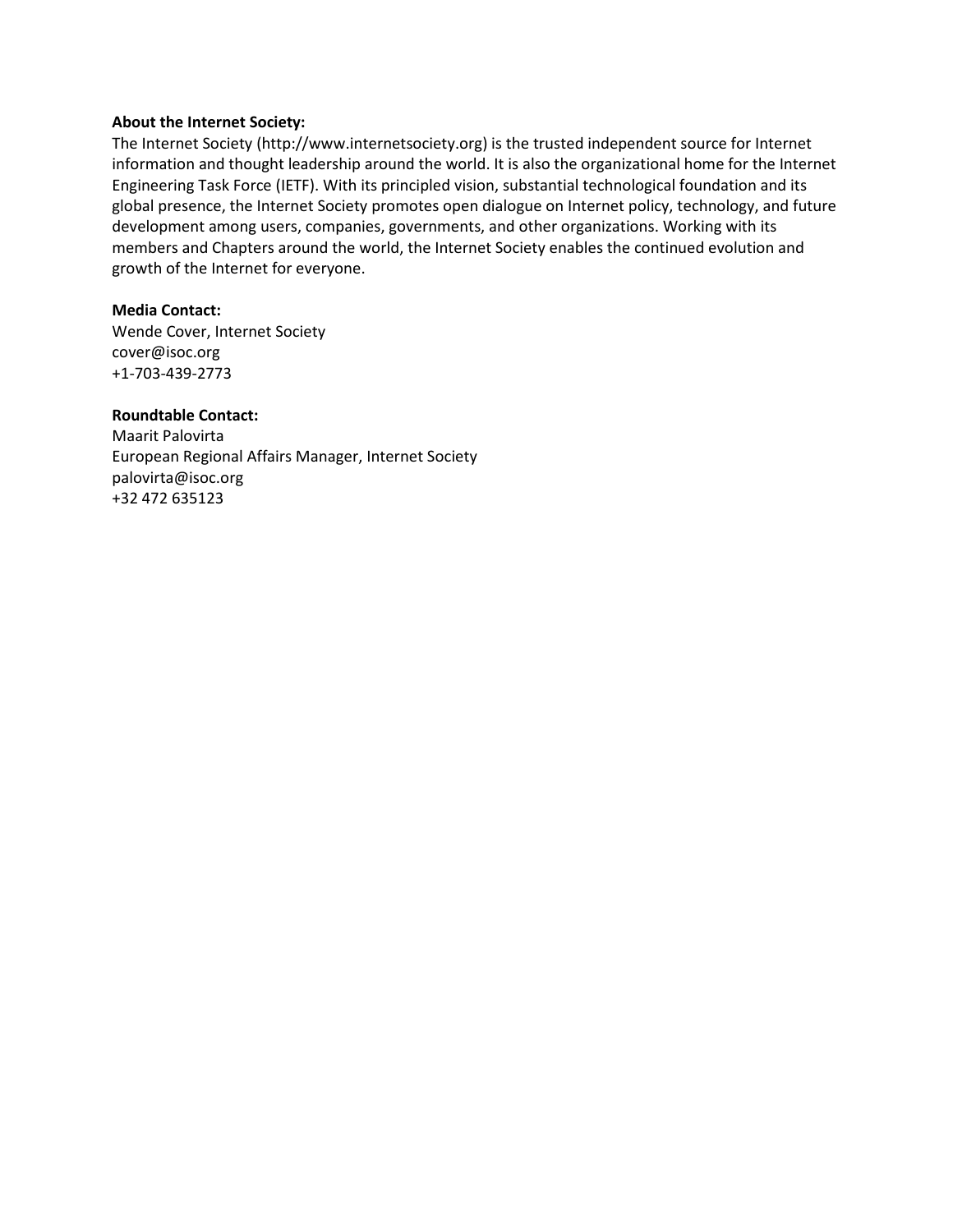**About the Internet Society:**
The Internet Society (http://www.internetsociety.org) is the trusted independent source for Internet information and thought leadership around the world. It is also the organizational home for the Internet Engineering Task Force (IETF). With its principled vision, substantial technological foundation and its global presence, the Internet Society promotes open dialogue on Internet policy, technology, and future development among users, companies, governments, and other organizations. Working with its members and Chapters around the world, the Internet Society enables the continued evolution and growth of the Internet for everyone.

**Media Contact:**
Wende Cover, Internet Society
cover@isoc.org
+1-703-439-2773

**Roundtable Contact:**
Maarit Palovirta
European Regional Affairs Manager, Internet Society
palovirta@isoc.org
+32 472 635123